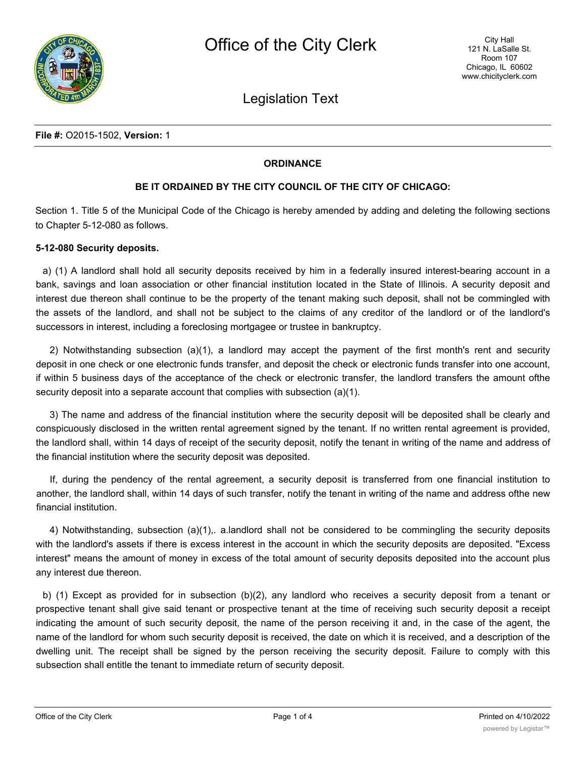# Office of the City Clerk

City Hall
121 N. LaSalle St.
Room 107
Chicago, IL 60602
www.chicityclerk.com

## Legislation Text

**File #:** O2015-1502, **Version:** 1

**ORDINANCE**

**BE IT ORDAINED BY THE CITY COUNCIL OF THE CITY OF CHICAGO:**

Section 1. Title 5 of the Municipal Code of the Chicago is hereby amended by adding and deleting the following sections to Chapter 5-12-080 as follows.

**5-12-080 Security deposits.**

a) (1) A landlord shall hold all security deposits received by him in a federally insured interest-bearing account in a bank, savings and loan association or other financial institution located in the State of Illinois. A security deposit and interest due thereon shall continue to be the property of the tenant making such deposit, shall not be commingled with the assets of the landlord, and shall not be subject to the claims of any creditor of the landlord or of the landlord's successors in interest, including a foreclosing mortgagee or trustee in bankruptcy.

2) Notwithstanding subsection (a)(1), a landlord may accept the payment of the first month's rent and security deposit in one check or one electronic funds transfer, and deposit the check or electronic funds transfer into one account, if within 5 business days of the acceptance of the check or electronic transfer, the landlord transfers the amount ofthe security deposit into a separate account that complies with subsection (a)(1).

3) The name and address of the financial institution where the security deposit will be deposited shall be clearly and conspicuously disclosed in the written rental agreement signed by the tenant. If no written rental agreement is provided, the landlord shall, within 14 days of receipt of the security deposit, notify the tenant in writing of the name and address of the financial institution where the security deposit was deposited.

If, during the pendency of the rental agreement, a security deposit is transferred from one financial institution to another, the landlord shall, within 14 days of such transfer, notify the tenant in writing of the name and address ofthe new financial institution.

4) Notwithstanding, subsection (a)(1),. a.landlord shall not be considered to be commingling the security deposits with the landlord's assets if there is excess interest in the account in which the security deposits are deposited. "Excess interest" means the amount of money in excess of the total amount of security deposits deposited into the account plus any interest due thereon.

b) (1) Except as provided for in subsection (b)(2), any landlord who receives a security deposit from a tenant or prospective tenant shall give said tenant or prospective tenant at the time of receiving such security deposit a receipt indicating the amount of such security deposit, the name of the person receiving it and, in the case of the agent, the name of the landlord for whom such security deposit is received, the date on which it is received, and a description of the dwelling unit. The receipt shall be signed by the person receiving the security deposit. Failure to comply with this subsection shall entitle the tenant to immediate return of security deposit.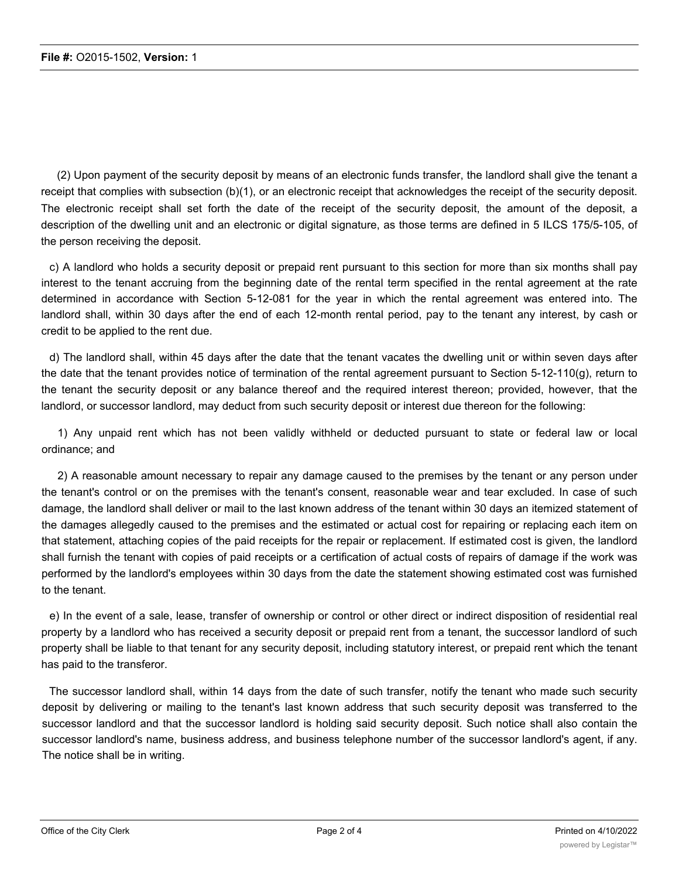(2) Upon payment of the security deposit by means of an electronic funds transfer, the landlord shall give the tenant a receipt that complies with subsection (b)(1), or an electronic receipt that acknowledges the receipt of the security deposit. The electronic receipt shall set forth the date of the receipt of the security deposit, the amount of the deposit, a description of the dwelling unit and an electronic or digital signature, as those terms are defined in 5 ILCS 175/5-105, of the person receiving the deposit.

c) A landlord who holds a security deposit or prepaid rent pursuant to this section for more than six months shall pay interest to the tenant accruing from the beginning date of the rental term specified in the rental agreement at the rate determined in accordance with Section 5-12-081 for the year in which the rental agreement was entered into. The landlord shall, within 30 days after the end of each 12-month rental period, pay to the tenant any interest, by cash or credit to be applied to the rent due.

d) The landlord shall, within 45 days after the date that the tenant vacates the dwelling unit or within seven days after the date that the tenant provides notice of termination of the rental agreement pursuant to Section 5-12-110(g), return to the tenant the security deposit or any balance thereof and the required interest thereon; provided, however, that the landlord, or successor landlord, may deduct from such security deposit or interest due thereon for the following:

1) Any unpaid rent which has not been validly withheld or deducted pursuant to state or federal law or local ordinance; and

2) A reasonable amount necessary to repair any damage caused to the premises by the tenant or any person under the tenant's control or on the premises with the tenant's consent, reasonable wear and tear excluded. In case of such damage, the landlord shall deliver or mail to the last known address of the tenant within 30 days an itemized statement of the damages allegedly caused to the premises and the estimated or actual cost for repairing or replacing each item on that statement, attaching copies of the paid receipts for the repair or replacement. If estimated cost is given, the landlord shall furnish the tenant with copies of paid receipts or a certification of actual costs of repairs of damage if the work was performed by the landlord's employees within 30 days from the date the statement showing estimated cost was furnished to the tenant.

e) In the event of a sale, lease, transfer of ownership or control or other direct or indirect disposition of residential real property by a landlord who has received a security deposit or prepaid rent from a tenant, the successor landlord of such property shall be liable to that tenant for any security deposit, including statutory interest, or prepaid rent which the tenant has paid to the transferor.

The successor landlord shall, within 14 days from the date of such transfer, notify the tenant who made such security deposit by delivering or mailing to the tenant's last known address that such security deposit was transferred to the successor landlord and that the successor landlord is holding said security deposit. Such notice shall also contain the successor landlord's name, business address, and business telephone number of the successor landlord's agent, if any. The notice shall be in writing.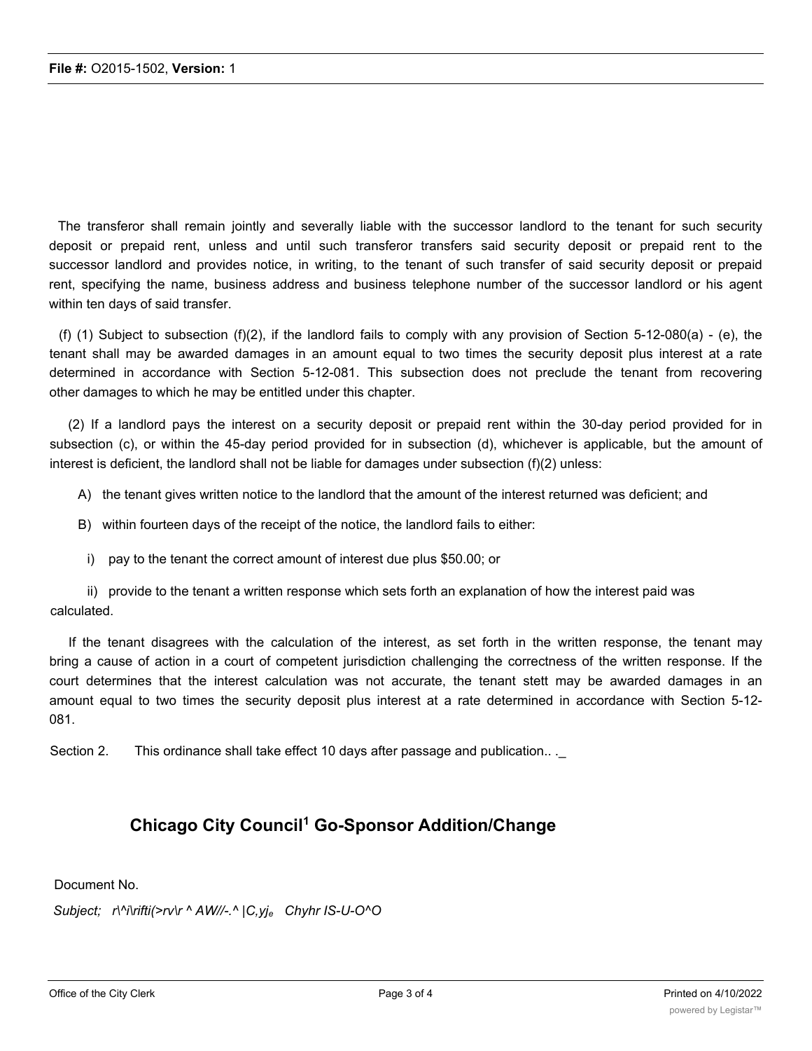The transferor shall remain jointly and severally liable with the successor landlord to the tenant for such security deposit or prepaid rent, unless and until such transferor transfers said security deposit or prepaid rent to the successor landlord and provides notice, in writing, to the tenant of such transfer of said security deposit or prepaid rent, specifying the name, business address and business telephone number of the successor landlord or his agent within ten days of said transfer.

(f) (1) Subject to subsection (f)(2), if the landlord fails to comply with any provision of Section 5-12-080(a) - (e), the tenant shall may be awarded damages in an amount equal to two times the security deposit plus interest at a rate determined in accordance with Section 5-12-081. This subsection does not preclude the tenant from recovering other damages to which he may be entitled under this chapter.

(2) If a landlord pays the interest on a security deposit or prepaid rent within the 30-day period provided for in subsection (c), or within the 45-day period provided for in subsection (d), whichever is applicable, but the amount of interest is deficient, the landlord shall not be liable for damages under subsection (f)(2) unless:

A) the tenant gives written notice to the landlord that the amount of the interest returned was deficient; and

B) within fourteen days of the receipt of the notice, the landlord fails to either:

i) pay to the tenant the correct amount of interest due plus $50.00; or

ii) provide to the tenant a written response which sets forth an explanation of how the interest paid was calculated.

If the tenant disagrees with the calculation of the interest, as set forth in the written response, the tenant may bring a cause of action in a court of competent jurisdiction challenging the correctness of the written response. If the court determines that the interest calculation was not accurate, the tenant stett may be awarded damages in an amount equal to two times the security deposit plus interest at a rate determined in accordance with Section 5-12-081.

Section 2. This ordinance shall take effect 10 days after passage and publication.. ._

## Chicago City Council[1] Go-Sponsor Addition/Change

Document No.

*Subject; r\^i\rifti(>rv\r ^ AW//-.^ |C,yj$_e$ Chyhr IS-U-O^O*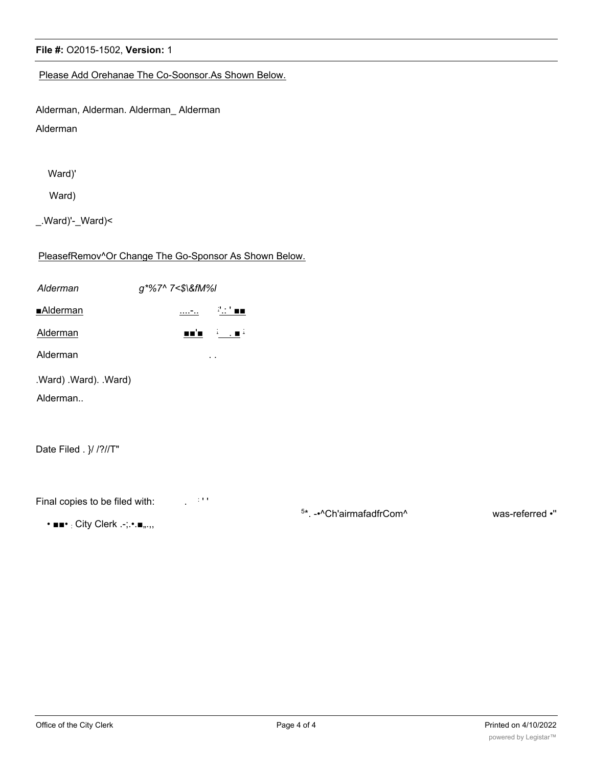**File #:** O2015-1502, **Version:** 1

Please Add Orehanae The Co-Soonsor.As Shown Below.

Alderman, Alderman. Alderman_ Alderman

Alderman

Ward)'

Ward)

_.Ward)'-_Ward)<

PleasefRemov^Or Change The Go-Sponsor As Shown Below.

*Alderman* *g*%7^ 7<$\&fM%l*

■Alderman ....-.. :'.: ' ■■

Alderman ■■'■ : . ■ :

Alderman . .

.Ward) .Ward). .Ward)

Alderman..

Date Filed . }/ /?//T"

Final copies to be filed with: . : ' '

• ■■• : City Clerk .-;.•.■„.,,

5*. -•^Ch'airmafadfrCom^ was-referred •"